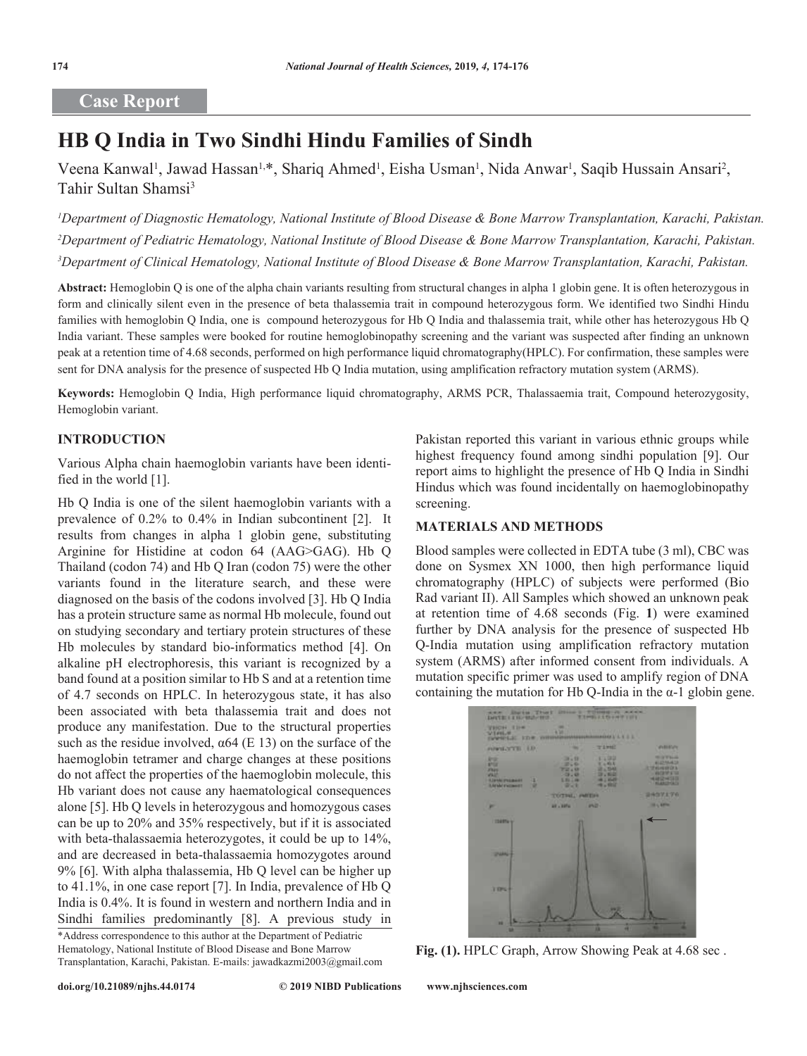## Case Report

# HB Q India in Two Sindhi Hindu Families of Sindh

Veena Kanwal[1], Jawad Hassan[1,*], Shariq Ahmed[1], Eisha Usman[1], Nida Anwar[1], Saqib Hussain Ansari[2], Tahir Sultan Shamsi[3]

[1]*Department of Diagnostic Hematology, National Institute of Blood Disease & Bone Marrow Transplantation, Karachi, Pakistan.*

[2]*Department of Pediatric Hematology, National Institute of Blood Disease & Bone Marrow Transplantation, Karachi, Pakistan.*

[3]*Department of Clinical Hematology, National Institute of Blood Disease & Bone Marrow Transplantation, Karachi, Pakistan.*

**Abstract:** Hemoglobin Q is one of the alpha chain variants resulting from structural changes in alpha 1 globin gene. It is often heterozygous in form and clinically silent even in the presence of beta thalassemia trait in compound heterozygous form. We identified two Sindhi Hindu families with hemoglobin Q India, one is compound heterozygous for Hb Q India and thalassemia trait, while other has heterozygous Hb Q India variant. These samples were booked for routine hemoglobinopathy screening and the variant was suspected after finding an unknown peak at a retention time of 4.68 seconds, performed on high performance liquid chromatography(HPLC). For confirmation, these samples were sent for DNA analysis for the presence of suspected Hb Q India mutation, using amplification refractory mutation system (ARMS).

**Keywords:** Hemoglobin Q India, High performance liquid chromatography, ARMS PCR, Thalassaemia trait, Compound heterozygosity, Hemoglobin variant.

## INTRODUCTION

Various Alpha chain haemoglobin variants have been identified in the world [1].

Hb Q India is one of the silent haemoglobin variants with a prevalence of 0.2% to 0.4% in Indian subcontinent [2]. It results from changes in alpha 1 globin gene, substituting Arginine for Histidine at codon 64 (AAG>GAG). Hb Q Thailand (codon 74) and Hb Q Iran (codon 75) were the other variants found in the literature search, and these were diagnosed on the basis of the codons involved [3]. Hb Q India has a protein structure same as normal Hb molecule, found out on studying secondary and tertiary protein structures of these Hb molecules by standard bio-informatics method [4]. On alkaline pH electrophoresis, this variant is recognized by a band found at a position similar to Hb S and at a retention time of 4.7 seconds on HPLC. In heterozygous state, it has also been associated with beta thalassemia trait and does not produce any manifestation. Due to the structural properties such as the residue involved, α64 (E 13) on the surface of the haemoglobin tetramer and charge changes at these positions do not affect the properties of the haemoglobin molecule, this Hb variant does not cause any haematological consequences alone [5]. Hb Q levels in heterozygous and homozygous cases can be up to 20% and 35% respectively, but if it is associated with beta-thalassaemia heterozygotes, it could be up to 14%, and are decreased in beta-thalassaemia homozygotes around 9% [6]. With alpha thalassemia, Hb Q level can be higher up to 41.1%, in one case report [7]. In India, prevalence of Hb Q India is 0.4%. It is found in western and northern India and in Sindhi families predominantly [8]. A previous study in Pakistan reported this variant in various ethnic groups while highest frequency found among sindhi population [9]. Our report aims to highlight the presence of Hb Q India in Sindhi Hindus which was found incidentally on haemoglobinopathy screening.

## MATERIALS AND METHODS

Blood samples were collected in EDTA tube (3 ml), CBC was done on Sysmex XN 1000, then high performance liquid chromatography (HPLC) of subjects were performed (Bio Rad variant II). All Samples which showed an unknown peak at retention time of 4.68 seconds (Fig. **1**) were examined further by DNA analysis for the presence of suspected Hb Q-India mutation using amplification refractory mutation system (ARMS) after informed consent from individuals. A mutation specific primer was used to amplify region of DNA containing the mutation for Hb Q-India in the α-1 globin gene.

**Fig. (1).** HPLC Graph, Arrow Showing Peak at 4.68 sec .

\*Address correspondence to this author at the Department of Pediatric Hematology, National Institute of Blood Disease and Bone Marrow Transplantation, Karachi, Pakistan. E-mails: jawadkazmi2003@gmail.com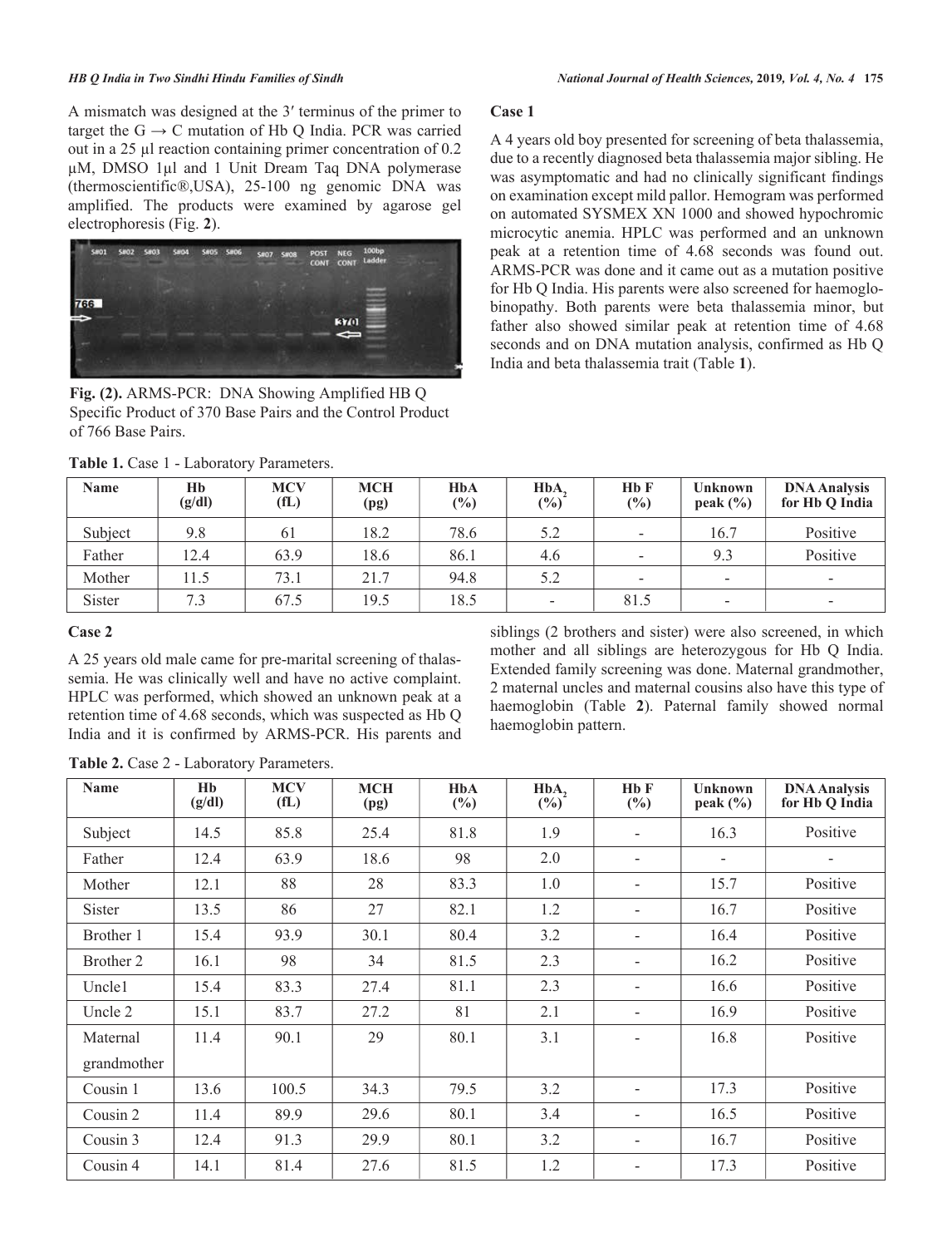A mismatch was designed at the 3′ terminus of the primer to target the G → C mutation of Hb Q India. PCR was carried out in a 25 µl reaction containing primer concentration of 0.2 µM, DMSO 1µl and 1 Unit Dream Taq DNA polymerase (thermoscientific®,USA), 25-100 ng genomic DNA was amplified. The products were examined by agarose gel electrophoresis (Fig. **2**).

**Fig. (2).** ARMS-PCR: DNA Showing Amplified HB Q Specific Product of 370 Base Pairs and the Control Product of 766 Base Pairs.

### Case 1

A 4 years old boy presented for screening of beta thalassemia, due to a recently diagnosed beta thalassemia major sibling. He was asymptomatic and had no clinically significant findings on examination except mild pallor. Hemogram was performed on automated SYSMEX XN 1000 and showed hypochromic microcytic anemia. HPLC was performed and an unknown peak at a retention time of 4.68 seconds was found out. ARMS-PCR was done and it came out as a mutation positive for Hb Q India. His parents were also screened for haemoglobinopathy. Both parents were beta thalassemia minor, but father also showed similar peak at retention time of 4.68 seconds and on DNA mutation analysis, confirmed as Hb Q India and beta thalassemia trait (Table **1**).

**Table 1.** Case 1 - Laboratory Parameters.

| Name | Hb (g/dl) | MCV (fL) | MCH (pg) | HbA (%) | $HbA_2$ (%) | Hb F (%) | Unknown peak (%) | DNA Analysis for Hb Q India |
|---|---|---|---|---|---|---|---|---|
| Subject | 9.8 | 61 | 18.2 | 78.6 | 5.2 | - | 16.7 | Positive |
| Father | 12.4 | 63.9 | 18.6 | 86.1 | 4.6 | - | 9.3 | Positive |
| Mother | 11.5 | 73.1 | 21.7 | 94.8 | 5.2 | - | - | - |
| Sister | 7.3 | 67.5 | 19.5 | 18.5 | - | 81.5 | - | - |

### Case 2

A 25 years old male came for pre-marital screening of thalassemia. He was clinically well and have no active complaint. HPLC was performed, which showed an unknown peak at a retention time of 4.68 seconds, which was suspected as Hb Q India and it is confirmed by ARMS-PCR. His parents and siblings (2 brothers and sister) were also screened, in which mother and all siblings are heterozygous for Hb Q India. Extended family screening was done. Maternal grandmother, 2 maternal uncles and maternal cousins also have this type of haemoglobin (Table **2**). Paternal family showed normal haemoglobin pattern.

**Table 2.** Case 2 - Laboratory Parameters.

| Name | Hb (g/dl) | MCV (fL) | MCH (pg) | HbA (%) | $HbA_2$ (%) | Hb F (%) | Unknown peak (%) | DNA Analysis for Hb Q India |
|---|---|---|---|---|---|---|---|---|
| Subject | 14.5 | 85.8 | 25.4 | 81.8 | 1.9 | - | 16.3 | Positive |
| Father | 12.4 | 63.9 | 18.6 | 98 | 2.0 | - | - | - |
| Mother | 12.1 | 88 | 28 | 83.3 | 1.0 | - | 15.7 | Positive |
| Sister | 13.5 | 86 | 27 | 82.1 | 1.2 | - | 16.7 | Positive |
| Brother 1 | 15.4 | 93.9 | 30.1 | 80.4 | 3.2 | - | 16.4 | Positive |
| Brother 2 | 16.1 | 98 | 34 | 81.5 | 2.3 | - | 16.2 | Positive |
| Uncle1 | 15.4 | 83.3 | 27.4 | 81.1 | 2.3 | - | 16.6 | Positive |
| Uncle 2 | 15.1 | 83.7 | 27.2 | 81 | 2.1 | - | 16.9 | Positive |
| Maternal grandmother | 11.4 | 90.1 | 29 | 80.1 | 3.1 | - | 16.8 | Positive |
| Cousin 1 | 13.6 | 100.5 | 34.3 | 79.5 | 3.2 | - | 17.3 | Positive |
| Cousin 2 | 11.4 | 89.9 | 29.6 | 80.1 | 3.4 | - | 16.5 | Positive |
| Cousin 3 | 12.4 | 91.3 | 29.9 | 80.1 | 3.2 | - | 16.7 | Positive |
| Cousin 4 | 14.1 | 81.4 | 27.6 | 81.5 | 1.2 | - | 17.3 | Positive |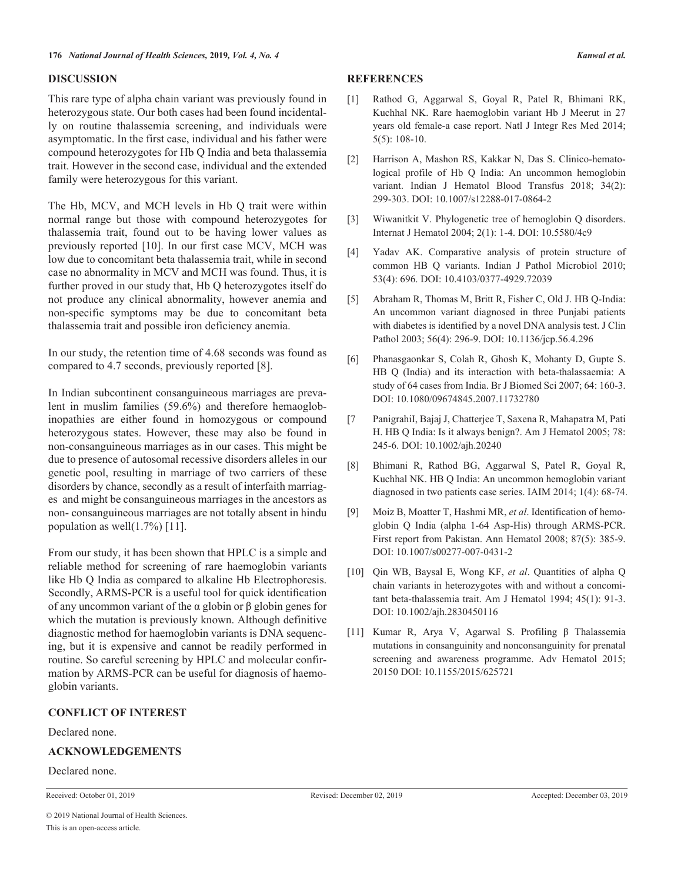## DISCUSSION

This rare type of alpha chain variant was previously found in heterozygous state. Our both cases had been found incidentally on routine thalassemia screening, and individuals were asymptomatic. In the first case, individual and his father were compound heterozygotes for Hb Q India and beta thalassemia trait. However in the second case, individual and the extended family were heterozygous for this variant.

The Hb, MCV, and MCH levels in Hb Q trait were within normal range but those with compound heterozygotes for thalassemia trait, found out to be having lower values as previously reported [10]. In our first case MCV, MCH was low due to concomitant beta thalassemia trait, while in second case no abnormality in MCV and MCH was found. Thus, it is further proved in our study that, Hb Q heterozygotes itself do not produce any clinical abnormality, however anemia and non-specific symptoms may be due to concomitant beta thalassemia trait and possible iron deficiency anemia.

In our study, the retention time of 4.68 seconds was found as compared to 4.7 seconds, previously reported [8].

In Indian subcontinent consanguineous marriages are prevalent in muslim families (59.6%) and therefore hemaoglobinopathies are either found in homozygous or compound heterozygous states. However, these may also be found in non-consanguineous marriages as in our cases. This might be due to presence of autosomal recessive disorders alleles in our genetic pool, resulting in marriage of two carriers of these disorders by chance, secondly as a result of interfaith marriages and might be consanguineous marriages in the ancestors as non- consanguineous marriages are not totally absent in hindu population as well(1.7%) [11].

From our study, it has been shown that HPLC is a simple and reliable method for screening of rare haemoglobin variants like Hb Q India as compared to alkaline Hb Electrophoresis. Secondly, ARMS-PCR is a useful tool for quick identification of any uncommon variant of the α globin or β globin genes for which the mutation is previously known. Although definitive diagnostic method for haemoglobin variants is DNA sequencing, but it is expensive and cannot be readily performed in routine. So careful screening by HPLC and molecular confirmation by ARMS-PCR can be useful for diagnosis of haemoglobin variants.

## CONFLICT OF INTEREST

Declared none.

## ACKNOWLEDGEMENTS

Declared none.

## REFERENCES

[1] Rathod G, Aggarwal S, Goyal R, Patel R, Bhimani RK, Kuchhal NK. Rare haemoglobin variant Hb J Meerut in 27 years old female-a case report. Natl J Integr Res Med 2014; 5(5): 108-10.

[2] Harrison A, Mashon RS, Kakkar N, Das S. Clinico-hematological profile of Hb Q India: An uncommon hemoglobin variant. Indian J Hematol Blood Transfus 2018; 34(2): 299-303. DOI: 10.1007/s12288-017-0864-2

[3] Wiwanitkit V. Phylogenetic tree of hemoglobin Q disorders. Internat J Hematol 2004; 2(1): 1-4. DOI: 10.5580/4c9

[4] Yadav AK. Comparative analysis of protein structure of common HB Q variants. Indian J Pathol Microbiol 2010; 53(4): 696. DOI: 10.4103/0377-4929.72039

[5] Abraham R, Thomas M, Britt R, Fisher C, Old J. HB Q-India: An uncommon variant diagnosed in three Punjabi patients with diabetes is identified by a novel DNA analysis test. J Clin Pathol 2003; 56(4): 296-9. DOI: 10.1136/jcp.56.4.296

[6] Phanasgaonkar S, Colah R, Ghosh K, Mohanty D, Gupte S. HB Q (India) and its interaction with beta-thalassaemia: A study of 64 cases from India. Br J Biomed Sci 2007; 64: 160-3. DOI: 10.1080/09674845.2007.11732780

[7 PanigrahiI, Bajaj J, Chatterjee T, Saxena R, Mahapatra M, Pati H. HB Q India: Is it always benign?. Am J Hematol 2005; 78: 245-6. DOI: 10.1002/ajh.20240

[8] Bhimani R, Rathod BG, Aggarwal S, Patel R, Goyal R, Kuchhal NK. HB Q India: An uncommon hemoglobin variant diagnosed in two patients case series. IAIM 2014; 1(4): 68-74.

[9] Moiz B, Moatter T, Hashmi MR, *et al*. Identification of hemoglobin Q India (alpha 1-64 Asp-His) through ARMS-PCR. First report from Pakistan. Ann Hematol 2008; 87(5): 385-9. DOI: 10.1007/s00277-007-0431-2

[10] Qin WB, Baysal E, Wong KF, *et al*. Quantities of alpha Q chain variants in heterozygotes with and without a concomitant beta-thalassemia trait. Am J Hematol 1994; 45(1): 91-3. DOI: 10.1002/ajh.2830450116

[11] Kumar R, Arya V, Agarwal S. Profiling β Thalassemia mutations in consanguinity and nonconsanguinity for prenatal screening and awareness programme. Adv Hematol 2015; 20150 DOI: 10.1155/2015/625721

Received: October 01, 2019 Revised: December 02, 2019 Accepted: December 03, 2019

© 2019 National Journal of Health Sciences.

This is an open-access article.